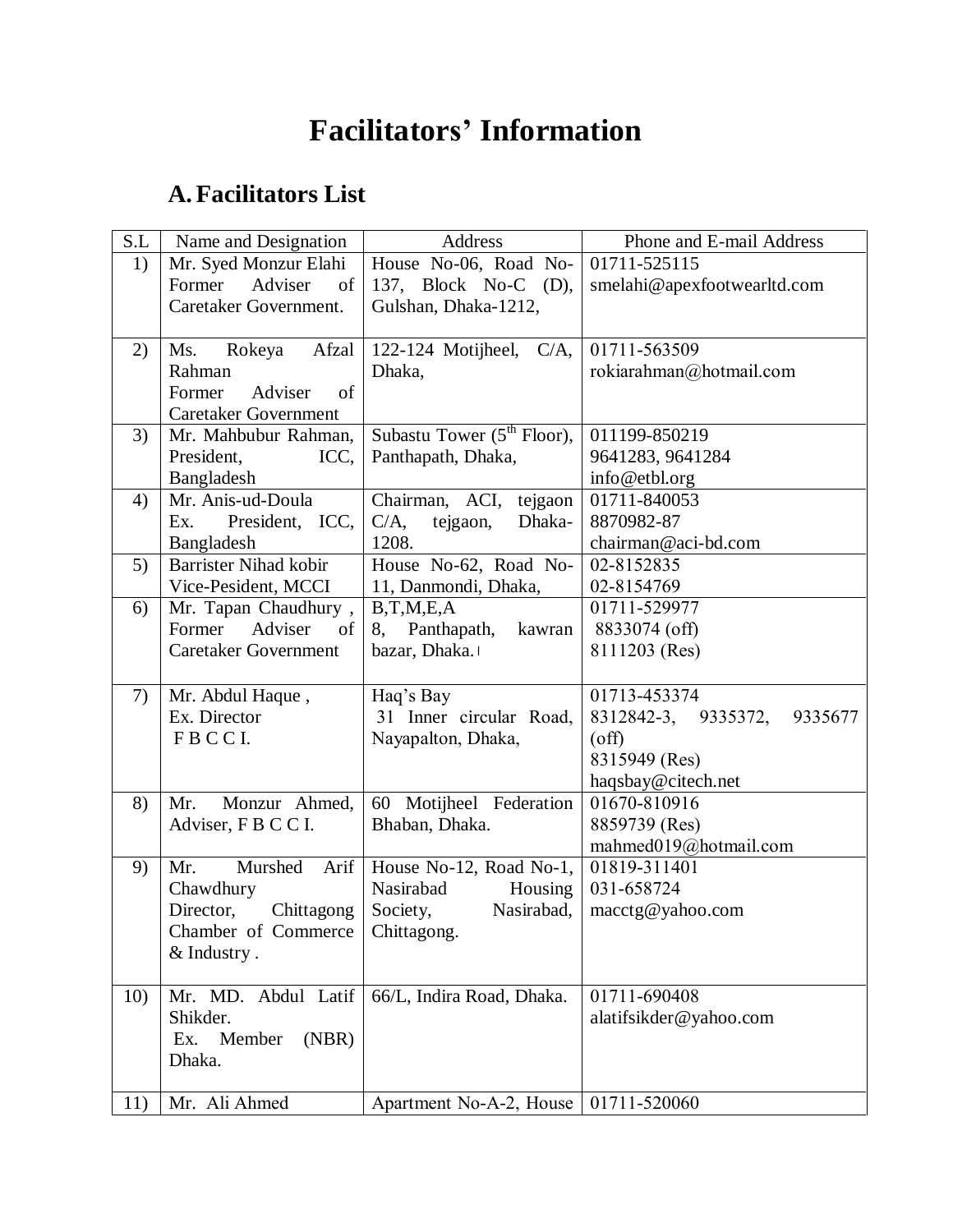# Facilitators' Information

## A. Facilitators List

| S.L | Name and Designation | Address | Phone and E-mail Address |
|---|---|---|---|
| 1) | Mr. Syed Monzur Elahi Former Adviser of Caretaker Government. | House No-06, Road No-137, Block No-C (D), Gulshan, Dhaka-1212, | 01711-525115 smelahi@apexfootwearltd.com |
| 2) | Ms. Rokeya Afzal Rahman Former Adviser of Caretaker Government | 122-124 Motijheel, C/A, Dhaka, | 01711-563509 rokiarahman@hotmail.com |
| 3) | Mr. Mahbubur Rahman, President, ICC, Bangladesh | Subastu Tower (5th Floor), Panthapath, Dhaka, | 011199-850219 9641283, 9641284 info@etbl.org |
| 4) | Mr. Anis-ud-Doula Ex. President, ICC, Bangladesh | Chairman, ACI, tejgaon C/A, tejgaon, Dhaka-1208. | 01711-840053 8870982-87 chairman@aci-bd.com |
| 5) | Barrister Nihad kobir Vice-Pesident, MCCI | House No-62, Road No-11, Danmondi, Dhaka, | 02-8152835 02-8154769 |
| 6) | Mr. Tapan Chaudhury , Former Adviser of Caretaker Government | B,T,M,E,A 8, Panthapath, kawran bazar, Dhaka. | 01711-529977 8833074 (off) 8111203 (Res) |
| 7) | Mr. Abdul Haque , Ex. Director F B C C I. | Haq's Bay 31 Inner circular Road, Nayapalton, Dhaka, | 01713-453374 8312842-3, 9335372, 9335677 (off) 8315949 (Res) haqsbay@citech.net |
| 8) | Mr. Monzur Ahmed, Adviser, F B C C I. | 60 Motijheel Federation Bhaban, Dhaka. | 01670-810916 8859739 (Res) mahmed019@hotmail.com |
| 9) | Mr. Murshed Arif Chawdhury Director, Chittagong Chamber of Commerce & Industry . | House No-12, Road No-1, Nasirabad Housing Society, Nasirabad, Chittagong. | 01819-311401 031-658724 macctg@yahoo.com |
| 10) | Mr. MD. Abdul Latif Shikder. Ex. Member (NBR) Dhaka. | 66/L, Indira Road, Dhaka. | 01711-690408 alatifsikder@yahoo.com |
| 11) | Mr. Ali Ahmed | Apartment No-A-2, House | 01711-520060 |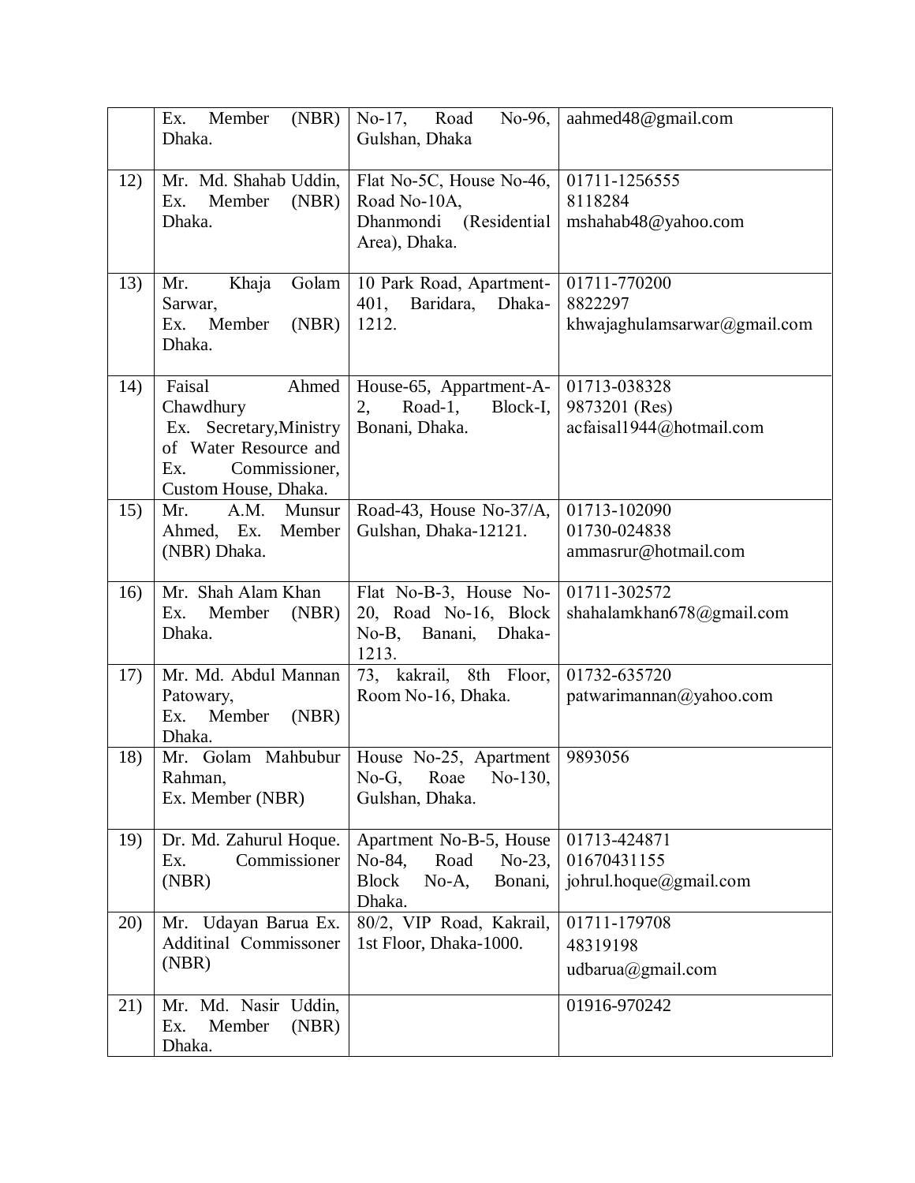| | | | |
|---|---|---|---|
| | Ex. Member (NBR) Dhaka. | No-17, Road No-96, Gulshan, Dhaka | aahmed48@gmail.com |
| 12) | Mr. Md. Shahab Uddin, Ex. Member (NBR) Dhaka. | Flat No-5C, House No-46, Road No-10A, Dhanmondi (Residential Area), Dhaka. | 01711-1256555<br>8118284<br>mshahab48@yahoo.com |
| 13) | Mr. Khaja Golam Sarwar, Ex. Member (NBR) Dhaka. | 10 Park Road, Apartment-401, Baridara, Dhaka-1212. | 01711-770200<br>8822297<br>khwajaghulamsarwar@gmail.com |
| 14) | Faisal Ahmed Chawdhury Ex. Secretary,Ministry of Water Resource and Ex. Commissioner, Custom House, Dhaka. | House-65, Appartment-A-2, Road-1, Block-I, Bonani, Dhaka. | 01713-038328<br>9873201 (Res)<br>acfaisal1944@hotmail.com |
| 15) | Mr. A.M. Munsur Ahmed, Ex. Member (NBR) Dhaka. | Road-43, House No-37/A, Gulshan, Dhaka-12121. | 01713-102090<br>01730-024838<br>ammasrur@hotmail.com |
| 16) | Mr. Shah Alam Khan Ex. Member (NBR) Dhaka. | Flat No-B-3, House No-20, Road No-16, Block No-B, Banani, Dhaka-1213. | 01711-302572<br>shahalamkhan678@gmail.com |
| 17) | Mr. Md. Abdul Mannan Patowary, Ex. Member (NBR) Dhaka. | 73, kakrail, 8th Floor, Room No-16, Dhaka. | 01732-635720<br>patwarimannan@yahoo.com |
| 18) | Mr. Golam Mahbubur Rahman, Ex. Member (NBR) | House No-25, Apartment No-G, Roae No-130, Gulshan, Dhaka. | 9893056 |
| 19) | Dr. Md. Zahurul Hoque. Ex. Commissioner (NBR) | Apartment No-B-5, House No-84, Road No-23, Block No-A, Bonani, Dhaka. | 01713-424871<br>01670431155<br>johrul.hoque@gmail.com |
| 20) | Mr. Udayan Barua Ex. Additinal Commissoner (NBR) | 80/2, VIP Road, Kakrail, 1st Floor, Dhaka-1000. | 01711-179708<br>48319198<br>udbarua@gmail.com |
| 21) | Mr. Md. Nasir Uddin, Ex. Member (NBR) Dhaka. | | 01916-970242 |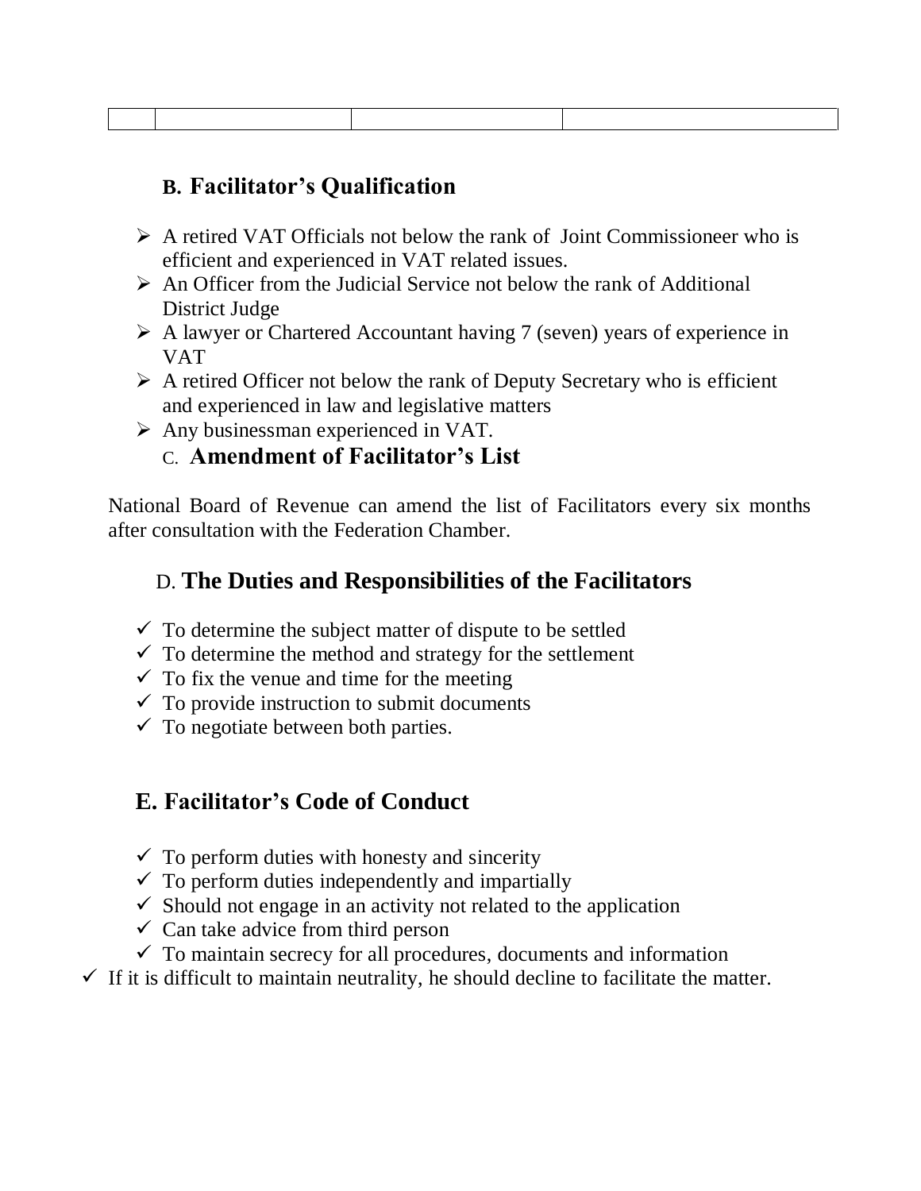| | | | |
|---|---|---|---|
| | | | |

## B. Facilitator's Qualification

- A retired VAT Officials not below the rank of Joint Commissioneer who is efficient and experienced in VAT related issues.
- An Officer from the Judicial Service not below the rank of Additional District Judge
- A lawyer or Chartered Accountant having 7 (seven) years of experience in VAT
- A retired Officer not below the rank of Deputy Secretary who is efficient and experienced in law and legislative matters
- Any businessman experienced in VAT.

## C. Amendment of Facilitator's List

National Board of Revenue can amend the list of Facilitators every six months after consultation with the Federation Chamber.

## D. The Duties and Responsibilities of the Facilitators

- ✓ To determine the subject matter of dispute to be settled
- ✓ To determine the method and strategy for the settlement
- ✓ To fix the venue and time for the meeting
- ✓ To provide instruction to submit documents
- ✓ To negotiate between both parties.

## E. Facilitator's Code of Conduct

- ✓ To perform duties with honesty and sincerity
- ✓ To perform duties independently and impartially
- ✓ Should not engage in an activity not related to the application
- ✓ Can take advice from third person
- ✓ To maintain secrecy for all procedures, documents and information
- ✓ If it is difficult to maintain neutrality, he should decline to facilitate the matter.